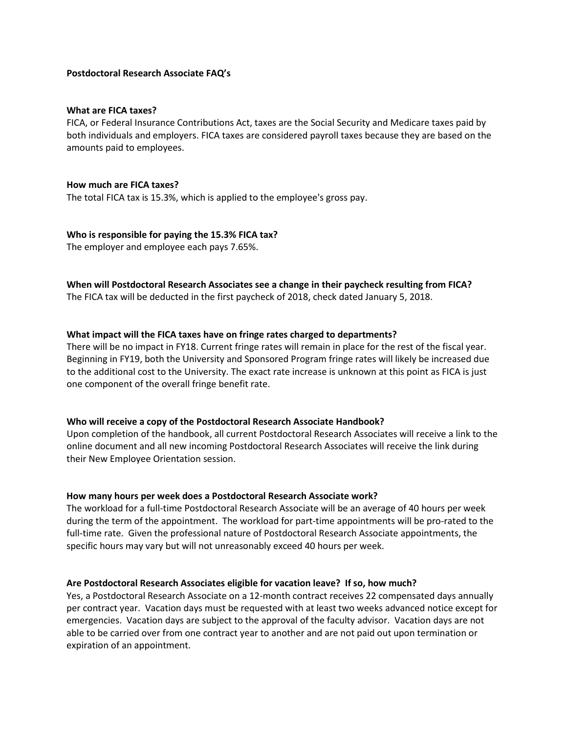# Postdoctoral Research Associate FAQ's

### What are FICA taxes?

FICA, or Federal Insurance Contributions Act, taxes are the Social Security and Medicare taxes paid by both individuals and employers. FICA taxes are considered payroll taxes because they are based on the amounts paid to employees.

### How much are FICA taxes?

The total FICA tax is 15.3%, which is applied to the employee's gross pay.

### Who is responsible for paying the 15.3% FICA tax?

The employer and employee each pays 7.65%.

### When will Postdoctoral Research Associates see a change in their paycheck resulting from FICA?

The FICA tax will be deducted in the first paycheck of 2018, check dated January 5, 2018.

### What impact will the FICA taxes have on fringe rates charged to departments?

There will be no impact in FY18. Current fringe rates will remain in place for the rest of the fiscal year. Beginning in FY19, both the University and Sponsored Program fringe rates will likely be increased due to the additional cost to the University. The exact rate increase is unknown at this point as FICA is just one component of the overall fringe benefit rate.

### Who will receive a copy of the Postdoctoral Research Associate Handbook?

Upon completion of the handbook, all current Postdoctoral Research Associates will receive a link to the online document and all new incoming Postdoctoral Research Associates will receive the link during their New Employee Orientation session.

### How many hours per week does a Postdoctoral Research Associate work?

The workload for a full-time Postdoctoral Research Associate will be an average of 40 hours per week during the term of the appointment. The workload for part-time appointments will be pro-rated to the full-time rate. Given the professional nature of Postdoctoral Research Associate appointments, the specific hours may vary but will not unreasonably exceed 40 hours per week.

### Are Postdoctoral Research Associates eligible for vacation leave? If so, how much?

Yes, a Postdoctoral Research Associate on a 12-month contract receives 22 compensated days annually per contract year. Vacation days must be requested with at least two weeks advanced notice except for emergencies. Vacation days are subject to the approval of the faculty advisor. Vacation days are not able to be carried over from one contract year to another and are not paid out upon termination or expiration of an appointment.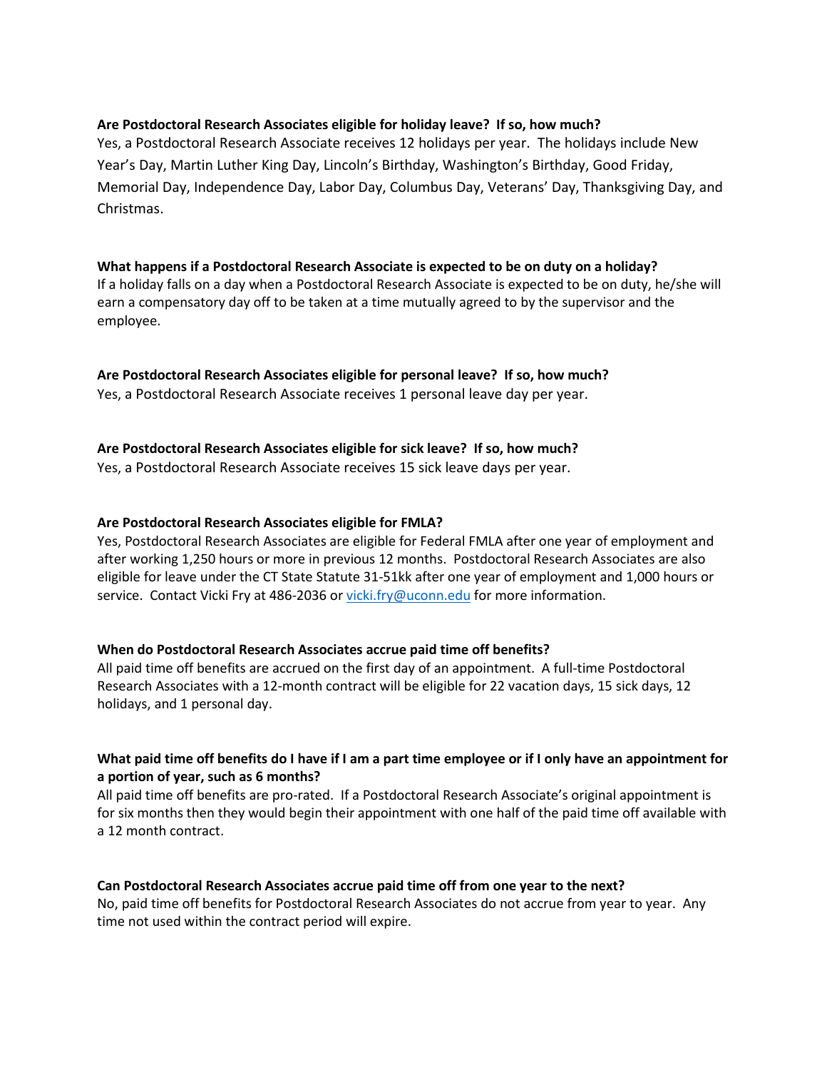**Are Postdoctoral Research Associates eligible for holiday leave? If so, how much?**

Yes, a Postdoctoral Research Associate receives 12 holidays per year. The holidays include New Year's Day, Martin Luther King Day, Lincoln's Birthday, Washington's Birthday, Good Friday, Memorial Day, Independence Day, Labor Day, Columbus Day, Veterans' Day, Thanksgiving Day, and Christmas.

**What happens if a Postdoctoral Research Associate is expected to be on duty on a holiday?**

If a holiday falls on a day when a Postdoctoral Research Associate is expected to be on duty, he/she will earn a compensatory day off to be taken at a time mutually agreed to by the supervisor and the employee.

**Are Postdoctoral Research Associates eligible for personal leave? If so, how much?**

Yes, a Postdoctoral Research Associate receives 1 personal leave day per year.

**Are Postdoctoral Research Associates eligible for sick leave? If so, how much?**

Yes, a Postdoctoral Research Associate receives 15 sick leave days per year.

**Are Postdoctoral Research Associates eligible for FMLA?**

Yes, Postdoctoral Research Associates are eligible for Federal FMLA after one year of employment and after working 1,250 hours or more in previous 12 months. Postdoctoral Research Associates are also eligible for leave under the CT State Statute 31-51kk after one year of employment and 1,000 hours or service. Contact Vicki Fry at 486-2036 or [vicki.fry@uconn.edu](mailto:vicki.fry@uconn.edu) for more information.

**When do Postdoctoral Research Associates accrue paid time off benefits?**

All paid time off benefits are accrued on the first day of an appointment. A full-time Postdoctoral Research Associates with a 12-month contract will be eligible for 22 vacation days, 15 sick days, 12 holidays, and 1 personal day.

**What paid time off benefits do I have if I am a part time employee or if I only have an appointment for a portion of year, such as 6 months?**

All paid time off benefits are pro-rated. If a Postdoctoral Research Associate's original appointment is for six months then they would begin their appointment with one half of the paid time off available with a 12 month contract.

**Can Postdoctoral Research Associates accrue paid time off from one year to the next?**

No, paid time off benefits for Postdoctoral Research Associates do not accrue from year to year. Any time not used within the contract period will expire.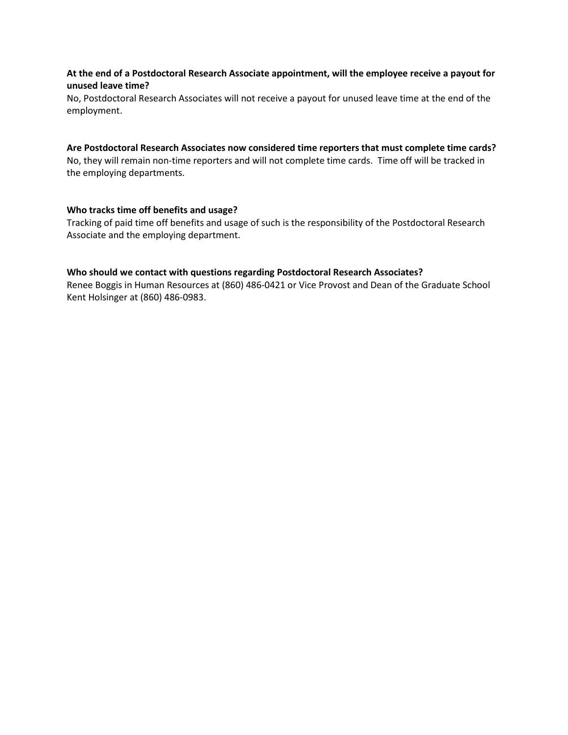**At the end of a Postdoctoral Research Associate appointment, will the employee receive a payout for unused leave time?**

No, Postdoctoral Research Associates will not receive a payout for unused leave time at the end of the employment.

**Are Postdoctoral Research Associates now considered time reporters that must complete time cards?**

No, they will remain non-time reporters and will not complete time cards. Time off will be tracked in the employing departments.

**Who tracks time off benefits and usage?**

Tracking of paid time off benefits and usage of such is the responsibility of the Postdoctoral Research Associate and the employing department.

**Who should we contact with questions regarding Postdoctoral Research Associates?**

Renee Boggis in Human Resources at (860) 486-0421 or Vice Provost and Dean of the Graduate School Kent Holsinger at (860) 486-0983.